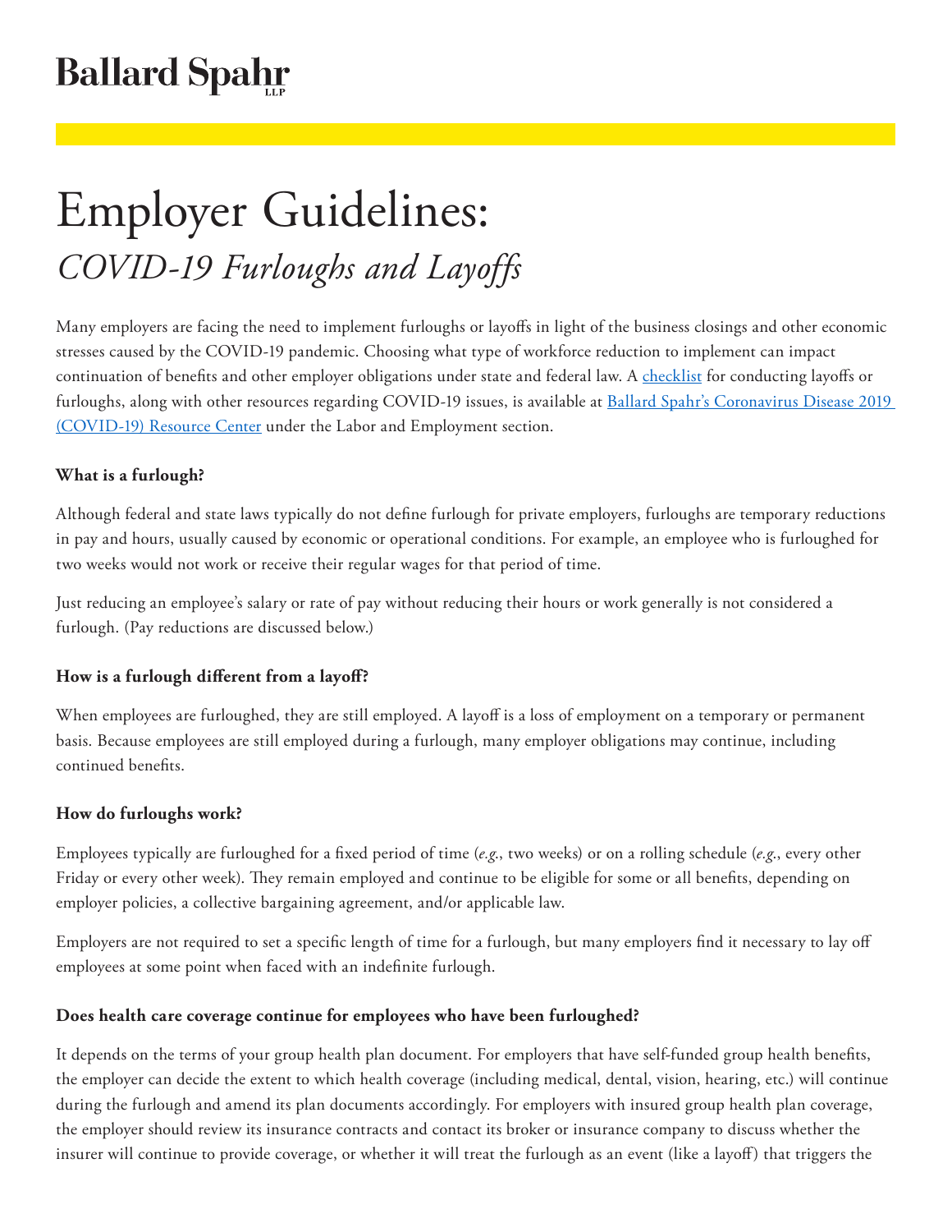Ballard Spahr LLP

# Employer Guidelines:

## *COVID-19 Furloughs and Layoffs*

Many employers are facing the need to implement furloughs or layoffs in light of the business closings and other economic stresses caused by the COVID-19 pandemic. Choosing what type of workforce reduction to implement can impact continuation of benefits and other employer obligations under state and federal law. A checklist for conducting layoffs or furloughs, along with other resources regarding COVID-19 issues, is available at Ballard Spahr's Coronavirus Disease 2019 (COVID-19) Resource Center under the Labor and Employment section.

**What is a furlough?**

Although federal and state laws typically do not define furlough for private employers, furloughs are temporary reductions in pay and hours, usually caused by economic or operational conditions. For example, an employee who is furloughed for two weeks would not work or receive their regular wages for that period of time.

Just reducing an employee's salary or rate of pay without reducing their hours or work generally is not considered a furlough. (Pay reductions are discussed below.)

**How is a furlough different from a layoff?**

When employees are furloughed, they are still employed. A layoff is a loss of employment on a temporary or permanent basis. Because employees are still employed during a furlough, many employer obligations may continue, including continued benefits.

**How do furloughs work?**

Employees typically are furloughed for a fixed period of time (*e.g.*, two weeks) or on a rolling schedule (*e.g.*, every other Friday or every other week). They remain employed and continue to be eligible for some or all benefits, depending on employer policies, a collective bargaining agreement, and/or applicable law.

Employers are not required to set a specific length of time for a furlough, but many employers find it necessary to lay off employees at some point when faced with an indefinite furlough.

**Does health care coverage continue for employees who have been furloughed?**

It depends on the terms of your group health plan document. For employers that have self-funded group health benefits, the employer can decide the extent to which health coverage (including medical, dental, vision, hearing, etc.) will continue during the furlough and amend its plan documents accordingly. For employers with insured group health plan coverage, the employer should review its insurance contracts and contact its broker or insurance company to discuss whether the insurer will continue to provide coverage, or whether it will treat the furlough as an event (like a layoff) that triggers the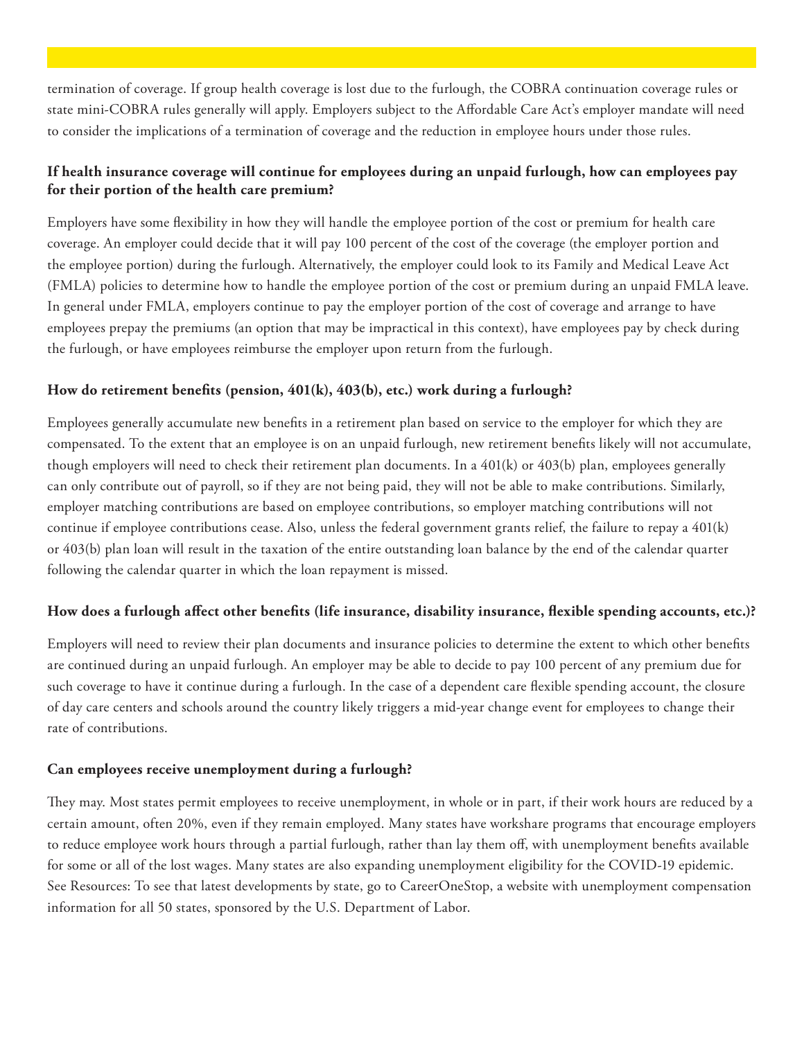termination of coverage. If group health coverage is lost due to the furlough, the COBRA continuation coverage rules or state mini-COBRA rules generally will apply. Employers subject to the Affordable Care Act's employer mandate will need to consider the implications of a termination of coverage and the reduction in employee hours under those rules.

### If health insurance coverage will continue for employees during an unpaid furlough, how can employees pay for their portion of the health care premium?

Employers have some flexibility in how they will handle the employee portion of the cost or premium for health care coverage. An employer could decide that it will pay 100 percent of the cost of the coverage (the employer portion and the employee portion) during the furlough. Alternatively, the employer could look to its Family and Medical Leave Act (FMLA) policies to determine how to handle the employee portion of the cost or premium during an unpaid FMLA leave. In general under FMLA, employers continue to pay the employer portion of the cost of coverage and arrange to have employees prepay the premiums (an option that may be impractical in this context), have employees pay by check during the furlough, or have employees reimburse the employer upon return from the furlough.

### How do retirement benefits (pension, 401(k), 403(b), etc.) work during a furlough?

Employees generally accumulate new benefits in a retirement plan based on service to the employer for which they are compensated. To the extent that an employee is on an unpaid furlough, new retirement benefits likely will not accumulate, though employers will need to check their retirement plan documents. In a 401(k) or 403(b) plan, employees generally can only contribute out of payroll, so if they are not being paid, they will not be able to make contributions. Similarly, employer matching contributions are based on employee contributions, so employer matching contributions will not continue if employee contributions cease. Also, unless the federal government grants relief, the failure to repay a 401(k) or 403(b) plan loan will result in the taxation of the entire outstanding loan balance by the end of the calendar quarter following the calendar quarter in which the loan repayment is missed.

### How does a furlough affect other benefits (life insurance, disability insurance, flexible spending accounts, etc.)?

Employers will need to review their plan documents and insurance policies to determine the extent to which other benefits are continued during an unpaid furlough. An employer may be able to decide to pay 100 percent of any premium due for such coverage to have it continue during a furlough. In the case of a dependent care flexible spending account, the closure of day care centers and schools around the country likely triggers a mid-year change event for employees to change their rate of contributions.

### Can employees receive unemployment during a furlough?

They may. Most states permit employees to receive unemployment, in whole or in part, if their work hours are reduced by a certain amount, often 20%, even if they remain employed. Many states have workshare programs that encourage employers to reduce employee work hours through a partial furlough, rather than lay them off, with unemployment benefits available for some or all of the lost wages. Many states are also expanding unemployment eligibility for the COVID-19 epidemic. See Resources: To see that latest developments by state, go to CareerOneStop, a website with unemployment compensation information for all 50 states, sponsored by the U.S. Department of Labor.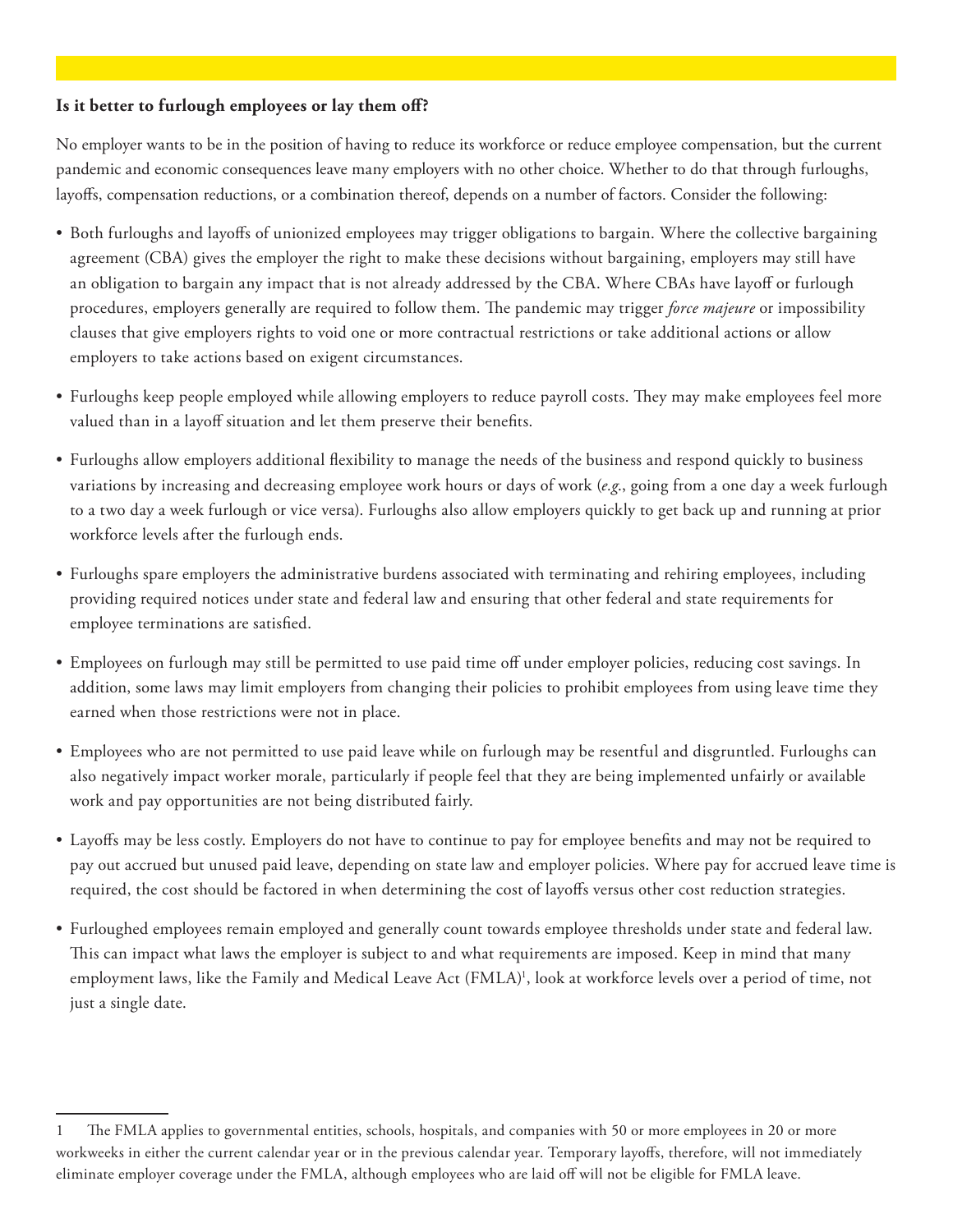**Is it better to furlough employees or lay them off?**

No employer wants to be in the position of having to reduce its workforce or reduce employee compensation, but the current pandemic and economic consequences leave many employers with no other choice. Whether to do that through furloughs, layoffs, compensation reductions, or a combination thereof, depends on a number of factors. Consider the following:

- Both furloughs and layoffs of unionized employees may trigger obligations to bargain. Where the collective bargaining agreement (CBA) gives the employer the right to make these decisions without bargaining, employers may still have an obligation to bargain any impact that is not already addressed by the CBA. Where CBAs have layoff or furlough procedures, employers generally are required to follow them. The pandemic may trigger *force majeure* or impossibility clauses that give employers rights to void one or more contractual restrictions or take additional actions or allow employers to take actions based on exigent circumstances.
- Furloughs keep people employed while allowing employers to reduce payroll costs. They may make employees feel more valued than in a layoff situation and let them preserve their benefits.
- Furloughs allow employers additional flexibility to manage the needs of the business and respond quickly to business variations by increasing and decreasing employee work hours or days of work (*e.g.*, going from a one day a week furlough to a two day a week furlough or vice versa). Furloughs also allow employers quickly to get back up and running at prior workforce levels after the furlough ends.
- Furloughs spare employers the administrative burdens associated with terminating and rehiring employees, including providing required notices under state and federal law and ensuring that other federal and state requirements for employee terminations are satisfied.
- Employees on furlough may still be permitted to use paid time off under employer policies, reducing cost savings. In addition, some laws may limit employers from changing their policies to prohibit employees from using leave time they earned when those restrictions were not in place.
- Employees who are not permitted to use paid leave while on furlough may be resentful and disgruntled. Furloughs can also negatively impact worker morale, particularly if people feel that they are being implemented unfairly or available work and pay opportunities are not being distributed fairly.
- Layoffs may be less costly. Employers do not have to continue to pay for employee benefits and may not be required to pay out accrued but unused paid leave, depending on state law and employer policies. Where pay for accrued leave time is required, the cost should be factored in when determining the cost of layoffs versus other cost reduction strategies.
- Furloughed employees remain employed and generally count towards employee thresholds under state and federal law. This can impact what laws the employer is subject to and what requirements are imposed. Keep in mind that many employment laws, like the Family and Medical Leave Act (FMLA)[1], look at workforce levels over a period of time, not just a single date.

---

1 The FMLA applies to governmental entities, schools, hospitals, and companies with 50 or more employees in 20 or more workweeks in either the current calendar year or in the previous calendar year. Temporary layoffs, therefore, will not immediately eliminate employer coverage under the FMLA, although employees who are laid off will not be eligible for FMLA leave.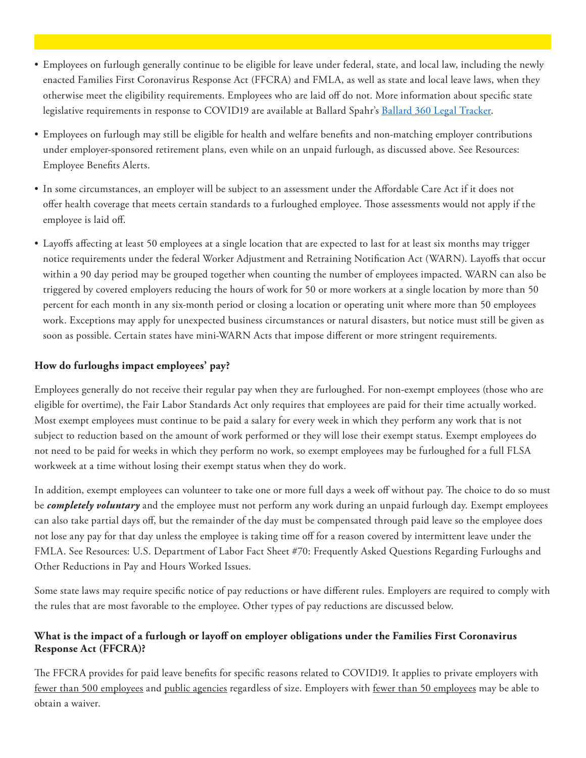- Employees on furlough generally continue to be eligible for leave under federal, state, and local law, including the newly enacted Families First Coronavirus Response Act (FFCRA) and FMLA, as well as state and local leave laws, when they otherwise meet the eligibility requirements. Employees who are laid off do not. More information about specific state legislative requirements in response to COVID19 are available at Ballard Spahr's [Ballard 360 Legal Tracker](#).

- Employees on furlough may still be eligible for health and welfare benefits and non-matching employer contributions under employer-sponsored retirement plans, even while on an unpaid furlough, as discussed above. See Resources: Employee Benefits Alerts.

- In some circumstances, an employer will be subject to an assessment under the Affordable Care Act if it does not offer health coverage that meets certain standards to a furloughed employee. Those assessments would not apply if the employee is laid off.

- Layoffs affecting at least 50 employees at a single location that are expected to last for at least six months may trigger notice requirements under the federal Worker Adjustment and Retraining Notification Act (WARN). Layoffs that occur within a 90 day period may be grouped together when counting the number of employees impacted. WARN can also be triggered by covered employers reducing the hours of work for 50 or more workers at a single location by more than 50 percent for each month in any six-month period or closing a location or operating unit where more than 50 employees work. Exceptions may apply for unexpected business circumstances or natural disasters, but notice must still be given as soon as possible. Certain states have mini-WARN Acts that impose different or more stringent requirements.

**How do furloughs impact employees' pay?**

Employees generally do not receive their regular pay when they are furloughed. For non-exempt employees (those who are eligible for overtime), the Fair Labor Standards Act only requires that employees are paid for their time actually worked. Most exempt employees must continue to be paid a salary for every week in which they perform any work that is not subject to reduction based on the amount of work performed or they will lose their exempt status. Exempt employees do not need to be paid for weeks in which they perform no work, so exempt employees may be furloughed for a full FLSA workweek at a time without losing their exempt status when they do work.

In addition, exempt employees can volunteer to take one or more full days a week off without pay. The choice to do so must be ***completely voluntary*** and the employee must not perform any work during an unpaid furlough day. Exempt employees can also take partial days off, but the remainder of the day must be compensated through paid leave so the employee does not lose any pay for that day unless the employee is taking time off for a reason covered by intermittent leave under the FMLA. See Resources: U.S. Department of Labor Fact Sheet #70: Frequently Asked Questions Regarding Furloughs and Other Reductions in Pay and Hours Worked Issues.

Some state laws may require specific notice of pay reductions or have different rules. Employers are required to comply with the rules that are most favorable to the employee. Other types of pay reductions are discussed below.

**What is the impact of a furlough or layoff on employer obligations under the Families First Coronavirus Response Act (FFCRA)?**

The FFCRA provides for paid leave benefits for specific reasons related to COVID19. It applies to private employers with fewer than 500 employees and public agencies regardless of size. Employers with fewer than 50 employees may be able to obtain a waiver.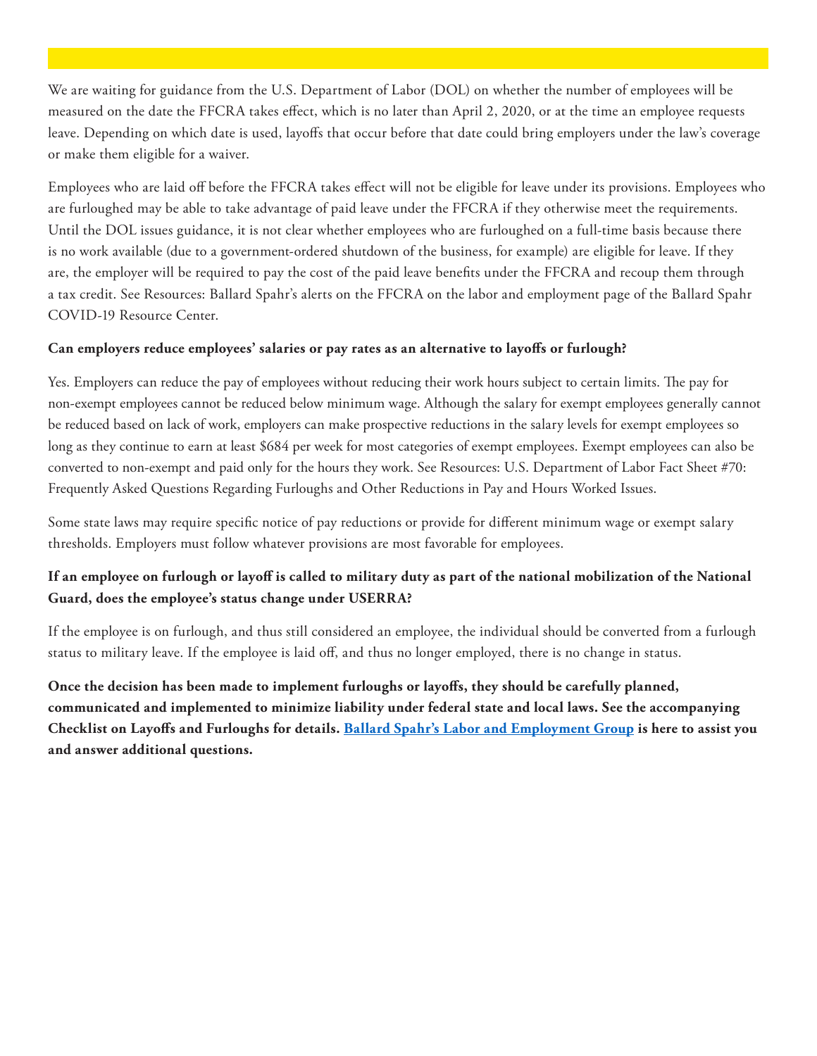We are waiting for guidance from the U.S. Department of Labor (DOL) on whether the number of employees will be measured on the date the FFCRA takes effect, which is no later than April 2, 2020, or at the time an employee requests leave. Depending on which date is used, layoffs that occur before that date could bring employers under the law's coverage or make them eligible for a waiver.

Employees who are laid off before the FFCRA takes effect will not be eligible for leave under its provisions. Employees who are furloughed may be able to take advantage of paid leave under the FFCRA if they otherwise meet the requirements. Until the DOL issues guidance, it is not clear whether employees who are furloughed on a full-time basis because there is no work available (due to a government-ordered shutdown of the business, for example) are eligible for leave. If they are, the employer will be required to pay the cost of the paid leave benefits under the FFCRA and recoup them through a tax credit. See Resources: Ballard Spahr's alerts on the FFCRA on the labor and employment page of the Ballard Spahr COVID-19 Resource Center.

**Can employers reduce employees' salaries or pay rates as an alternative to layoffs or furlough?**

Yes. Employers can reduce the pay of employees without reducing their work hours subject to certain limits. The pay for non-exempt employees cannot be reduced below minimum wage. Although the salary for exempt employees generally cannot be reduced based on lack of work, employers can make prospective reductions in the salary levels for exempt employees so long as they continue to earn at least $684 per week for most categories of exempt employees. Exempt employees can also be converted to non-exempt and paid only for the hours they work. See Resources: U.S. Department of Labor Fact Sheet #70: Frequently Asked Questions Regarding Furloughs and Other Reductions in Pay and Hours Worked Issues.

Some state laws may require specific notice of pay reductions or provide for different minimum wage or exempt salary thresholds. Employers must follow whatever provisions are most favorable for employees.

**If an employee on furlough or layoff is called to military duty as part of the national mobilization of the National Guard, does the employee's status change under USERRA?**

If the employee is on furlough, and thus still considered an employee, the individual should be converted from a furlough status to military leave. If the employee is laid off, and thus no longer employed, there is no change in status.

**Once the decision has been made to implement furloughs or layoffs, they should be carefully planned, communicated and implemented to minimize liability under federal state and local laws. See the accompanying Checklist on Layoffs and Furloughs for details. [Ballard Spahr's Labor and Employment Group](#) is here to assist you and answer additional questions.**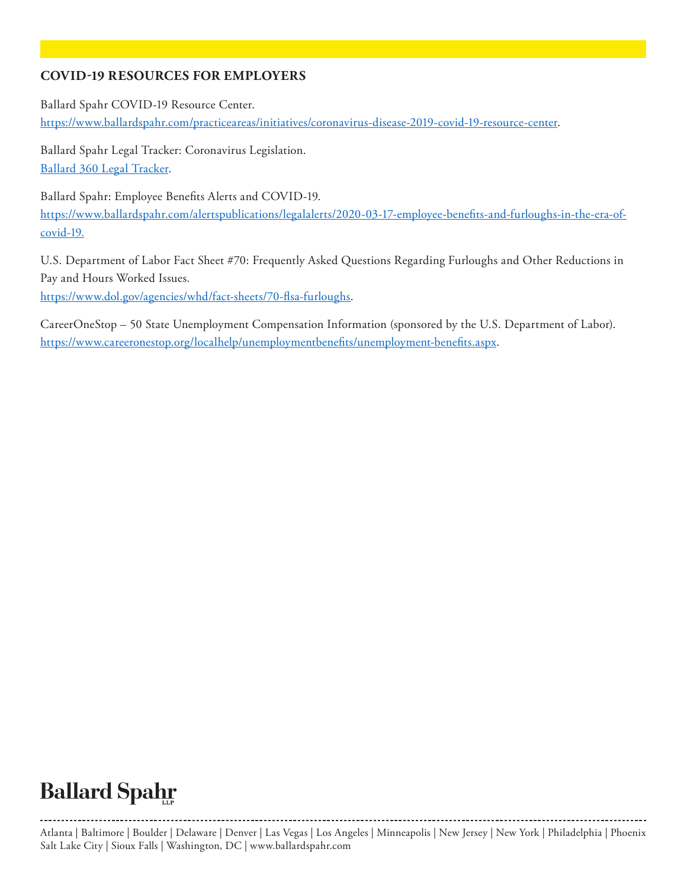## COVID-19 RESOURCES FOR EMPLOYERS

Ballard Spahr COVID-19 Resource Center.
https://www.ballardspahr.com/practiceareas/initiatives/coronavirus-disease-2019-covid-19-resource-center.

Ballard Spahr Legal Tracker: Coronavirus Legislation.
Ballard 360 Legal Tracker.

Ballard Spahr: Employee Benefits Alerts and COVID-19.
https://www.ballardspahr.com/alertspublications/legalalerts/2020-03-17-employee-benefits-and-furloughs-in-the-era-of-covid-19.

U.S. Department of Labor Fact Sheet #70: Frequently Asked Questions Regarding Furloughs and Other Reductions in Pay and Hours Worked Issues.
https://www.dol.gov/agencies/whd/fact-sheets/70-flsa-furloughs.

CareerOneStop – 50 State Unemployment Compensation Information (sponsored by the U.S. Department of Labor).
https://www.careeronestop.org/localhelp/unemploymentbenefits/unemployment-benefits.aspx.

**Ballard Spahr** LLP

Atlanta | Baltimore | Boulder | Delaware | Denver | Las Vegas | Los Angeles | Minneapolis | New Jersey | New York | Philadelphia | Phoenix
Salt Lake City | Sioux Falls | Washington, DC | www.ballardspahr.com